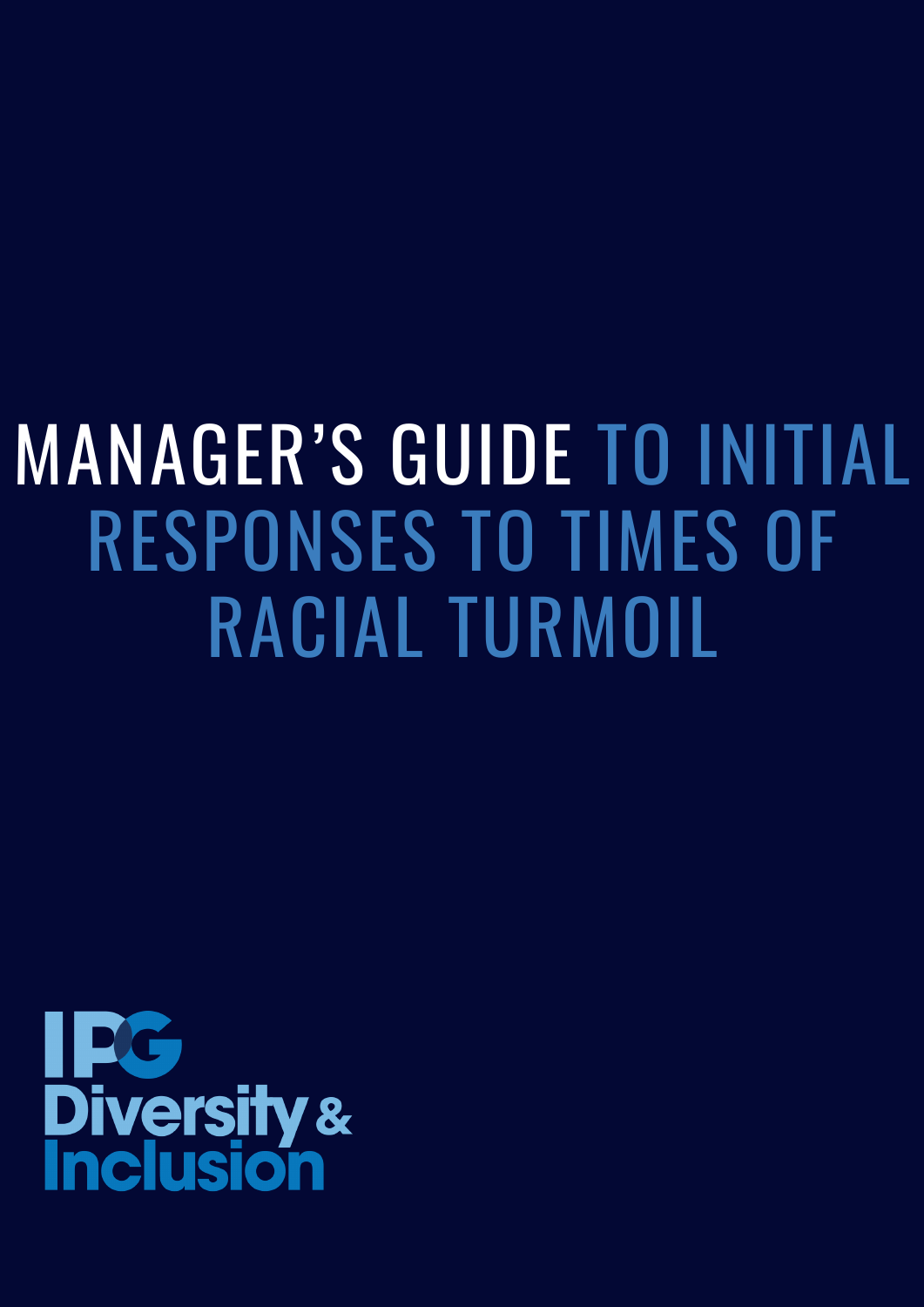# MANAGER'S GUIDE TO INITIAL RESPONSES TO TIMES OF RACIAL TURMOIL

IPG Diversity & Inclusion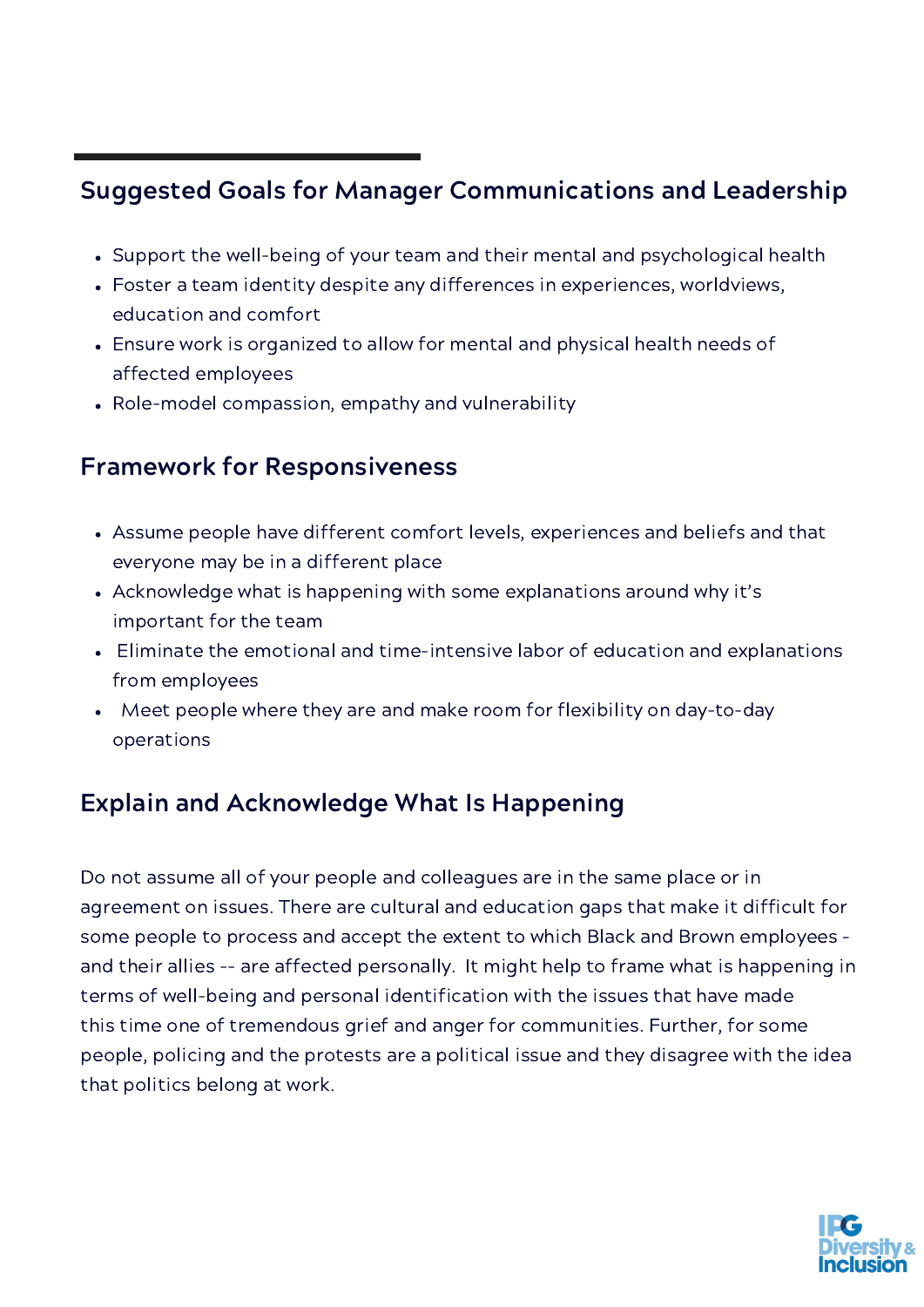## Suggested Goals for Manager Communications and Leadership

- Support the well-being of your team and their mental and psychological health
- Foster a team identity despite any differences in experiences, worldviews, education and comfort
- Ensure work is organized to allow for mental and physical health needs of affected employees
- Role-model compassion, empathy and vulnerability

## Framework for Responsiveness

- Assume people have different comfort levels, experiences and beliefs and that everyone may be in a different place
- Acknowledge what is happening with some explanations around why it's important for the team
- Eliminate the emotional and time-intensive labor of education and explanations from employees
- Meet people where they are and make room for flexibility on day-to-day operations

## Explain and Acknowledge What Is Happening

Do not assume all of your people and colleagues are in the same place or in agreement on issues. There are cultural and education gaps that make it difficult for some people to process and accept the extent to which Black and Brown employees - and their allies -- are affected personally. It might help to frame what is happening in terms of well-being and personal identification with the issues that have made this time one of tremendous grief and anger for communities. Further, for some people, policing and the protests are a political issue and they disagree with the idea that politics belong at work.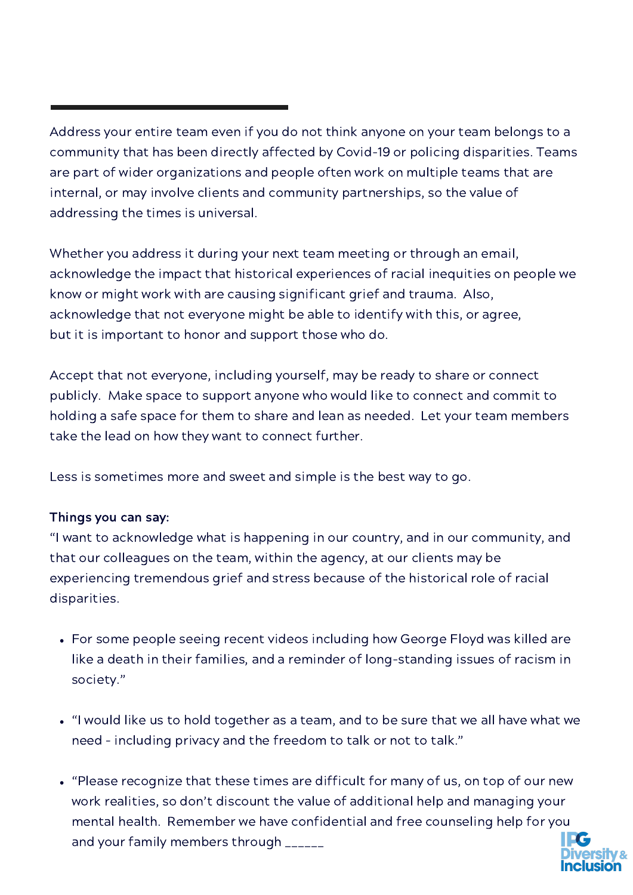Address your entire team even if you do not think anyone on your team belongs to a community that has been directly affected by Covid-19 or policing disparities. Teams are part of wider organizations and people often work on multiple teams that are internal, or may involve clients and community partnerships, so the value of addressing the times is universal.

Whether you address it during your next team meeting or through an email, acknowledge the impact that historical experiences of racial inequities on people we know or might work with are causing significant grief and trauma. Also, acknowledge that not everyone might be able to identify with this, or agree, but it is important to honor and support those who do.

Accept that not everyone, including yourself, may be ready to share or connect publicly. Make space to support anyone who would like to connect and commit to holding a safe space for them to share and lean as needed. Let your team members take the lead on how they want to connect further.

Less is sometimes more and sweet and simple is the best way to go.

**Things you can say:**
"I want to acknowledge what is happening in our country, and in our community, and that our colleagues on the team, within the agency, at our clients may be experiencing tremendous grief and stress because of the historical role of racial disparities.

- For some people seeing recent videos including how George Floyd was killed are like a death in their families, and a reminder of long-standing issues of racism in society."

- "I would like us to hold together as a team, and to be sure that we all have what we need - including privacy and the freedom to talk or not to talk."

- "Please recognize that these times are difficult for many of us, on top of our new work realities, so don't discount the value of additional help and managing your mental health. Remember we have confidential and free counseling help for you and your family members through ______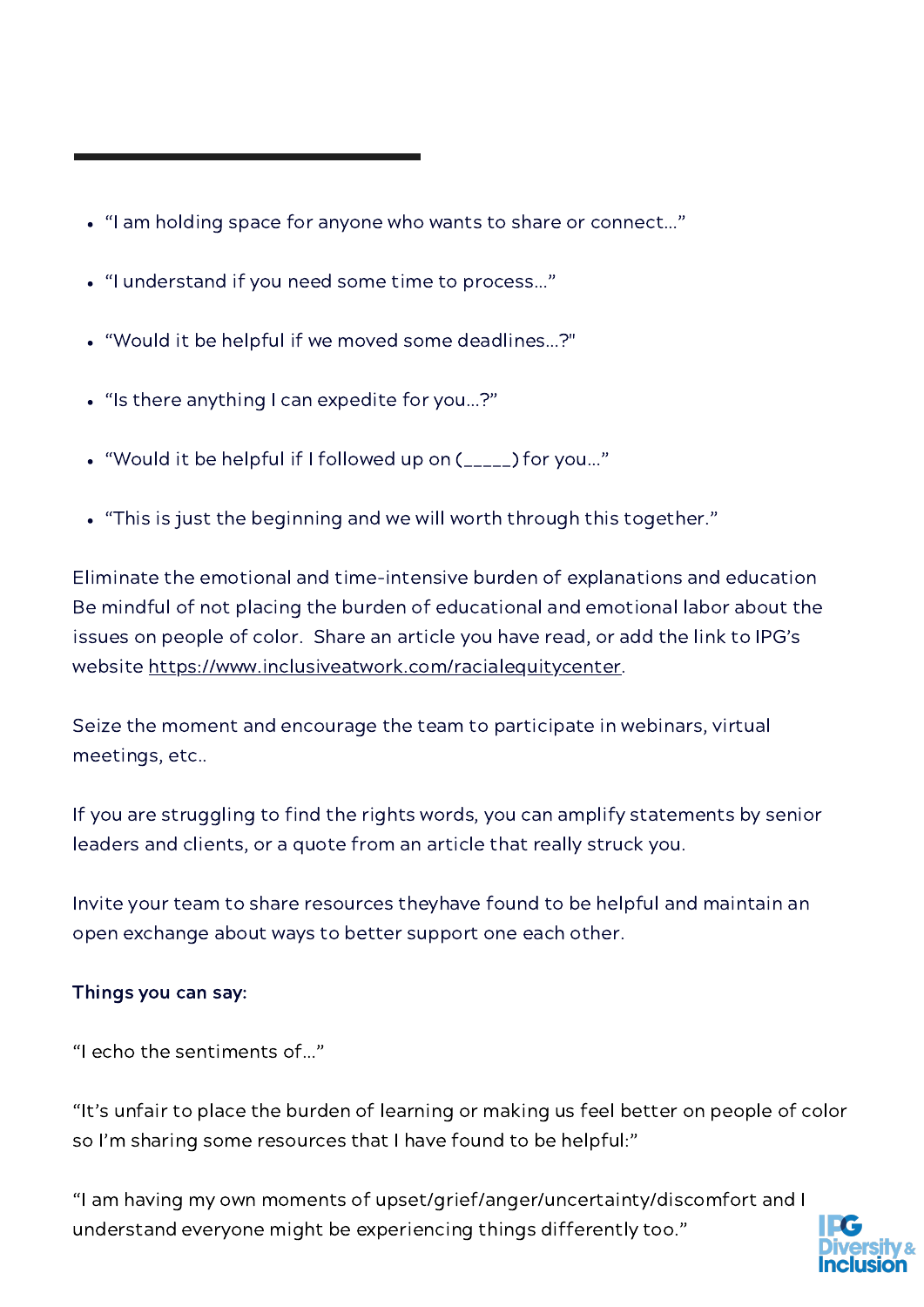- “I am holding space for anyone who wants to share or connect…”
- “I understand if you need some time to process…”
- “Would it be helpful if we moved some deadlines…?"
- “Is there anything I can expedite for you…?”
- “Would it be helpful if I followed up on (_____) for you…”
- “This is just the beginning and we will worth through this together.”

Eliminate the emotional and time-intensive burden of explanations and education Be mindful of not placing the burden of educational and emotional labor about the issues on people of color. Share an article you have read, or add the link to IPG’s website https://www.inclusiveatwork.com/racialequitycenter.

Seize the moment and encourage the team to participate in webinars, virtual meetings, etc..

If you are struggling to find the rights words, you can amplify statements by senior leaders and clients, or a quote from an article that really struck you.

Invite your team to share resources theyhave found to be helpful and maintain an open exchange about ways to better support one each other.

**Things you can say:**

“I echo the sentiments of…”

“It’s unfair to place the burden of learning or making us feel better on people of color so I’m sharing some resources that I have found to be helpful:”

“I am having my own moments of upset/grief/anger/uncertainty/discomfort and I understand everyone might be experiencing things differently too.”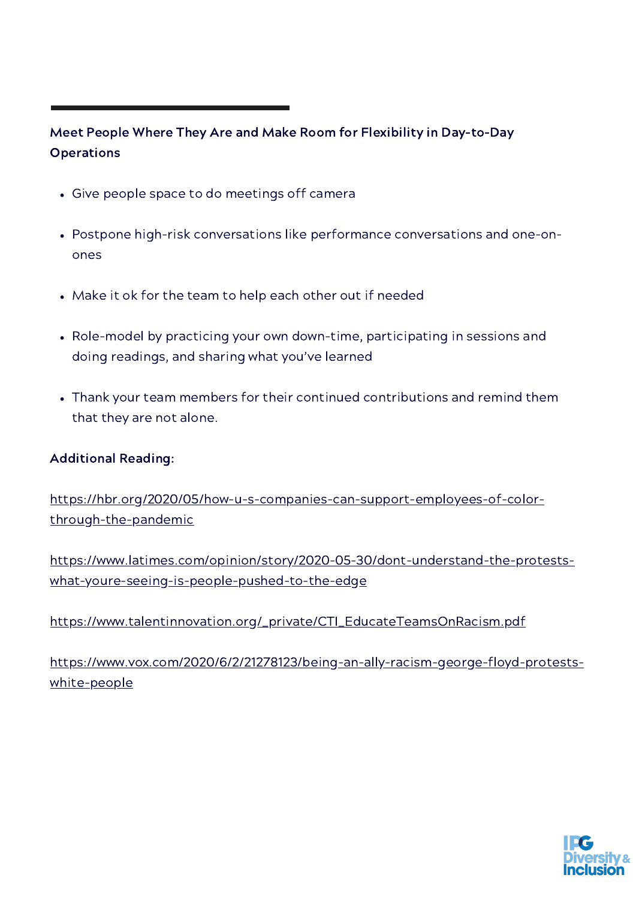**Meet People Where They Are and Make Room for Flexibility in Day-to-Day Operations**

- Give people space to do meetings off camera
- Postpone high-risk conversations like performance conversations and one-on-ones
- Make it ok for the team to help each other out if needed
- Role-model by practicing your own down-time, participating in sessions and doing readings, and sharing what you've learned
- Thank your team members for their continued contributions and remind them that they are not alone.

**Additional Reading:**

https://hbr.org/2020/05/how-u-s-companies-can-support-employees-of-color-through-the-pandemic

https://www.latimes.com/opinion/story/2020-05-30/dont-understand-the-protests-what-youre-seeing-is-people-pushed-to-the-edge

https://www.talentinnovation.org/_private/CTI_EducateTeamsOnRacism.pdf

https://www.vox.com/2020/6/2/21278123/being-an-ally-racism-george-floyd-protests-white-people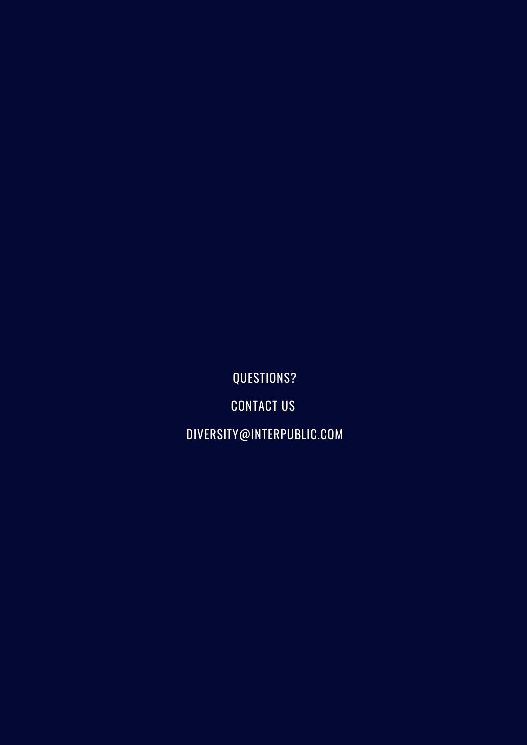QUESTIONS?

CONTACT US

DIVERSITY@INTERPUBLIC.COM